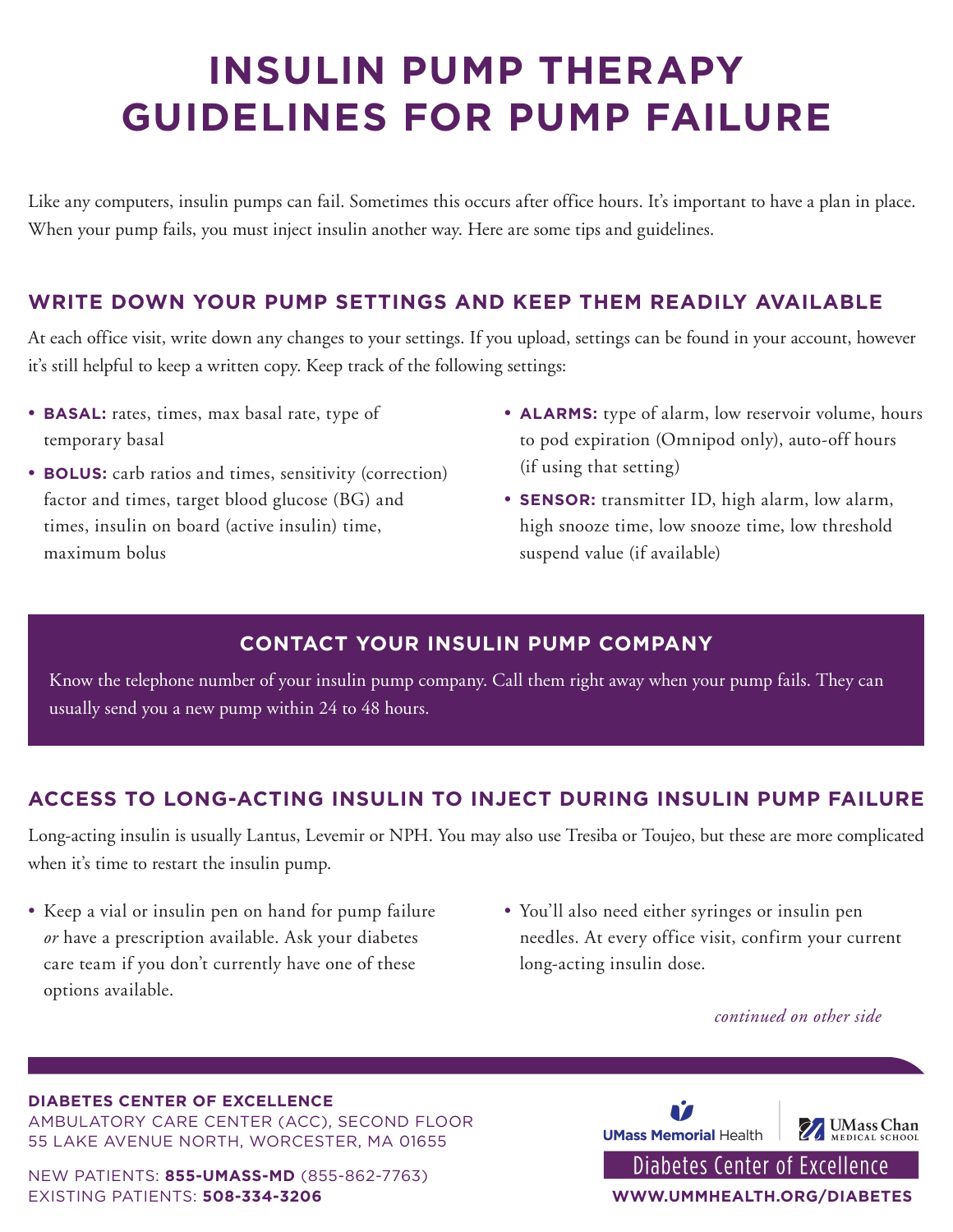# INSULIN PUMP THERAPY GUIDELINES FOR PUMP FAILURE

Like any computers, insulin pumps can fail. Sometimes this occurs after office hours. It's important to have a plan in place. When your pump fails, you must inject insulin another way. Here are some tips and guidelines.

## WRITE DOWN YOUR PUMP SETTINGS AND KEEP THEM READILY AVAILABLE

At each office visit, write down any changes to your settings. If you upload, settings can be found in your account, however it's still helpful to keep a written copy. Keep track of the following settings:

- **BASAL:** rates, times, max basal rate, type of temporary basal
- **BOLUS:** carb ratios and times, sensitivity (correction) factor and times, target blood glucose (BG) and times, insulin on board (active insulin) time, maximum bolus
- **ALARMS:** type of alarm, low reservoir volume, hours to pod expiration (Omnipod only), auto-off hours (if using that setting)
- **SENSOR:** transmitter ID, high alarm, low alarm, high snooze time, low snooze time, low threshold suspend value (if available)

## CONTACT YOUR INSULIN PUMP COMPANY

Know the telephone number of your insulin pump company. Call them right away when your pump fails. They can usually send you a new pump within 24 to 48 hours.

## ACCESS TO LONG-ACTING INSULIN TO INJECT DURING INSULIN PUMP FAILURE

Long-acting insulin is usually Lantus, Levemir or NPH. You may also use Tresiba or Toujeo, but these are more complicated when it's time to restart the insulin pump.

- Keep a vial or insulin pen on hand for pump failure *or* have a prescription available. Ask your diabetes care team if you don't currently have one of these options available.
- You'll also need either syringes or insulin pen needles. At every office visit, confirm your current long-acting insulin dose.

*continued on other side*

**DIABETES CENTER OF EXCELLENCE**
AMBULATORY CARE CENTER (ACC), SECOND FLOOR
55 LAKE AVENUE NORTH, WORCESTER, MA 01655

NEW PATIENTS: **855-UMASS-MD** (855-862-7763)
EXISTING PATIENTS: **508-334-3206**

UMass Memorial Health | UMass Chan Medical School
Diabetes Center of Excellence
**WWW.UMMHEALTH.ORG/DIABETES**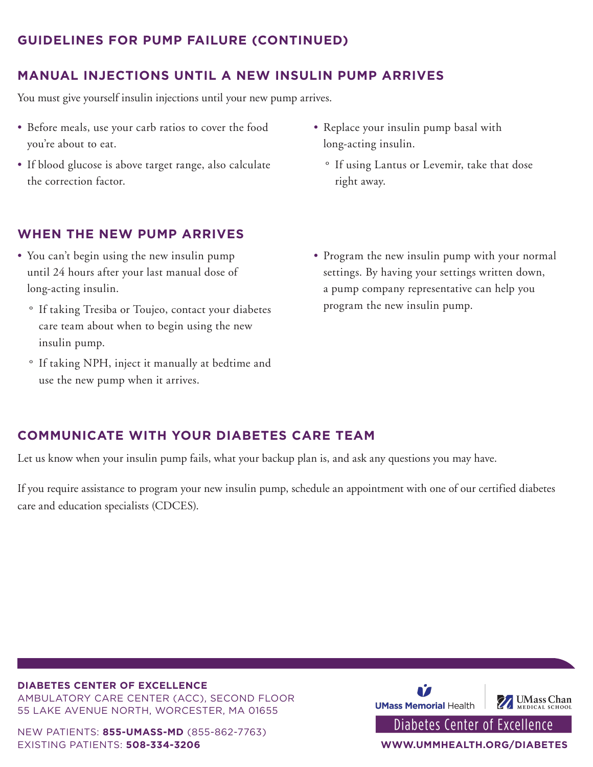## GUIDELINES FOR PUMP FAILURE (CONTINUED)

### MANUAL INJECTIONS UNTIL A NEW INSULIN PUMP ARRIVES

You must give yourself insulin injections until your new pump arrives.

- Before meals, use your carb ratios to cover the food you're about to eat.
- If blood glucose is above target range, also calculate the correction factor.
- Replace your insulin pump basal with long-acting insulin.
  - If using Lantus or Levemir, take that dose right away.

### WHEN THE NEW PUMP ARRIVES

- You can't begin using the new insulin pump until 24 hours after your last manual dose of long-acting insulin.
  - If taking Tresiba or Toujeo, contact your diabetes care team about when to begin using the new insulin pump.
  - If taking NPH, inject it manually at bedtime and use the new pump when it arrives.
- Program the new insulin pump with your normal settings. By having your settings written down, a pump company representative can help you program the new insulin pump.

### COMMUNICATE WITH YOUR DIABETES CARE TEAM

Let us know when your insulin pump fails, what your backup plan is, and ask any questions you may have.

If you require assistance to program your new insulin pump, schedule an appointment with one of our certified diabetes care and education specialists (CDCES).

**DIABETES CENTER OF EXCELLENCE**
AMBULATORY CARE CENTER (ACC), SECOND FLOOR
55 LAKE AVENUE NORTH, WORCESTER, MA 01655

NEW PATIENTS: **855-UMASS-MD** (855-862-7763)
EXISTING PATIENTS: **508-334-3206**

UMass Memorial Health | UMass Chan Medical School

Diabetes Center of Excellence

**WWW.UMMHEALTH.ORG/DIABETES**